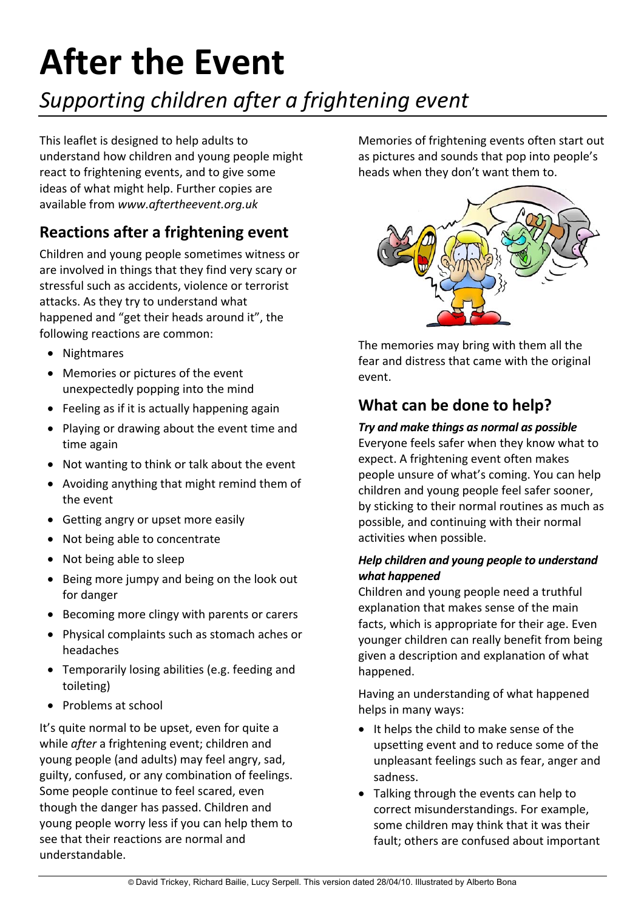# After the Event

*Supporting children after a frightening event*

This leaflet is designed to help adults to understand how children and young people might react to frightening events, and to give some ideas of what might help. Further copies are available from *www.aftertheevent.org.uk*

## Reactions after a frightening event

Children and young people sometimes witness or are involved in things that they find very scary or stressful such as accidents, violence or terrorist attacks. As they try to understand what happened and "get their heads around it", the following reactions are common:

- Nightmares
- Memories or pictures of the event unexpectedly popping into the mind
- Feeling as if it is actually happening again
- Playing or drawing about the event time and time again
- Not wanting to think or talk about the event
- Avoiding anything that might remind them of the event
- Getting angry or upset more easily
- Not being able to concentrate
- Not being able to sleep
- Being more jumpy and being on the look out for danger
- Becoming more clingy with parents or carers
- Physical complaints such as stomach aches or headaches
- Temporarily losing abilities (e.g. feeding and toileting)
- Problems at school

It's quite normal to be upset, even for quite a while *after* a frightening event; children and young people (and adults) may feel angry, sad, guilty, confused, or any combination of feelings. Some people continue to feel scared, even though the danger has passed. Children and young people worry less if you can help them to see that their reactions are normal and understandable.

Memories of frightening events often start out as pictures and sounds that pop into people's heads when they don't want them to.

The memories may bring with them all the fear and distress that came with the original event.

## What can be done to help?

***Try and make things as normal as possible***

Everyone feels safer when they know what to expect. A frightening event often makes people unsure of what's coming. You can help children and young people feel safer sooner, by sticking to their normal routines as much as possible, and continuing with their normal activities when possible.

***Help children and young people to understand what happened***

Children and young people need a truthful explanation that makes sense of the main facts, which is appropriate for their age. Even younger children can really benefit from being given a description and explanation of what happened.

Having an understanding of what happened helps in many ways:

- It helps the child to make sense of the upsetting event and to reduce some of the unpleasant feelings such as fear, anger and sadness.
- Talking through the events can help to correct misunderstandings. For example, some children may think that it was their fault; others are confused about important

© David Trickey, Richard Bailie, Lucy Serpell. This version dated 28/04/10. Illustrated by Alberto Bona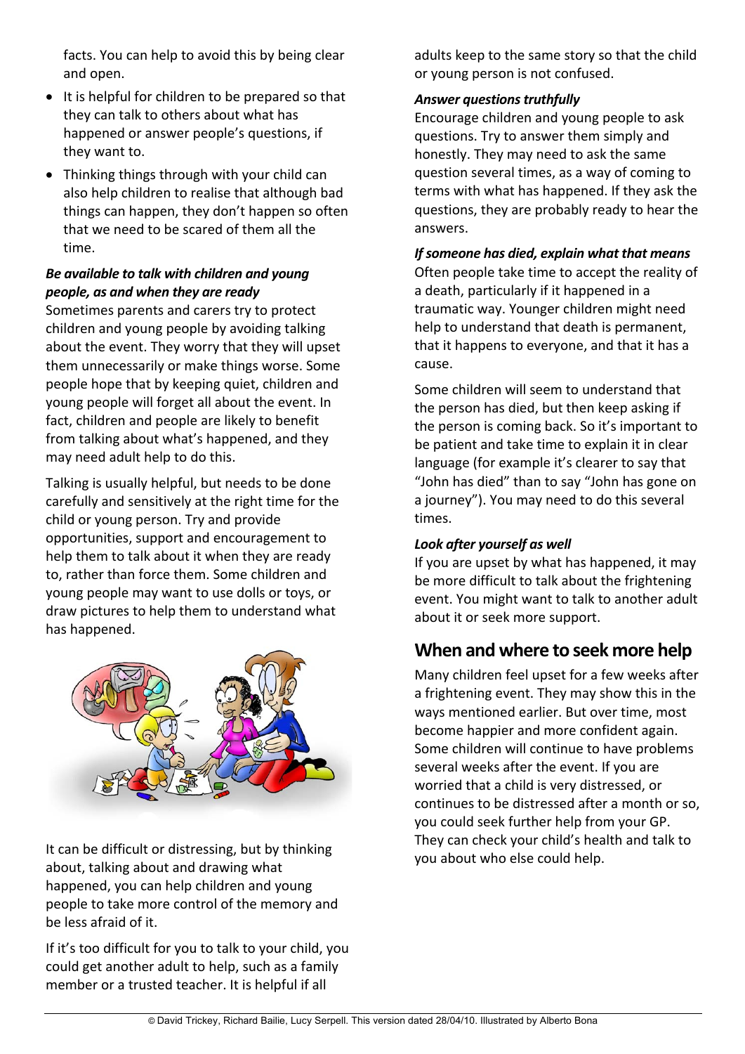facts. You can help to avoid this by being clear and open.

- It is helpful for children to be prepared so that they can talk to others about what has happened or answer people's questions, if they want to.
- Thinking things through with your child can also help children to realise that although bad things can happen, they don't happen so often that we need to be scared of them all the time.

***Be available to talk with children and young people, as and when they are ready***

Sometimes parents and carers try to protect children and young people by avoiding talking about the event. They worry that they will upset them unnecessarily or make things worse. Some people hope that by keeping quiet, children and young people will forget all about the event. In fact, children and people are likely to benefit from talking about what's happened, and they may need adult help to do this.

Talking is usually helpful, but needs to be done carefully and sensitively at the right time for the child or young person. Try and provide opportunities, support and encouragement to help them to talk about it when they are ready to, rather than force them. Some children and young people may want to use dolls or toys, or draw pictures to help them to understand what has happened.

It can be difficult or distressing, but by thinking about, talking about and drawing what happened, you can help children and young people to take more control of the memory and be less afraid of it.

If it's too difficult for you to talk to your child, you could get another adult to help, such as a family member or a trusted teacher. It is helpful if all adults keep to the same story so that the child or young person is not confused.

***Answer questions truthfully***

Encourage children and young people to ask questions. Try to answer them simply and honestly. They may need to ask the same question several times, as a way of coming to terms with what has happened. If they ask the questions, they are probably ready to hear the answers.

***If someone has died, explain what that means***

Often people take time to accept the reality of a death, particularly if it happened in a traumatic way. Younger children might need help to understand that death is permanent, that it happens to everyone, and that it has a cause.

Some children will seem to understand that the person has died, but then keep asking if the person is coming back. So it's important to be patient and take time to explain it in clear language (for example it's clearer to say that "John has died" than to say "John has gone on a journey"). You may need to do this several times.

***Look after yourself as well***

If you are upset by what has happened, it may be more difficult to talk about the frightening event. You might want to talk to another adult about it or seek more support.

## When and where to seek more help

Many children feel upset for a few weeks after a frightening event. They may show this in the ways mentioned earlier. But over time, most become happier and more confident again. Some children will continue to have problems several weeks after the event. If you are worried that a child is very distressed, or continues to be distressed after a month or so, you could seek further help from your GP. They can check your child's health and talk to you about who else could help.

© David Trickey, Richard Bailie, Lucy Serpell. This version dated 28/04/10. Illustrated by Alberto Bona